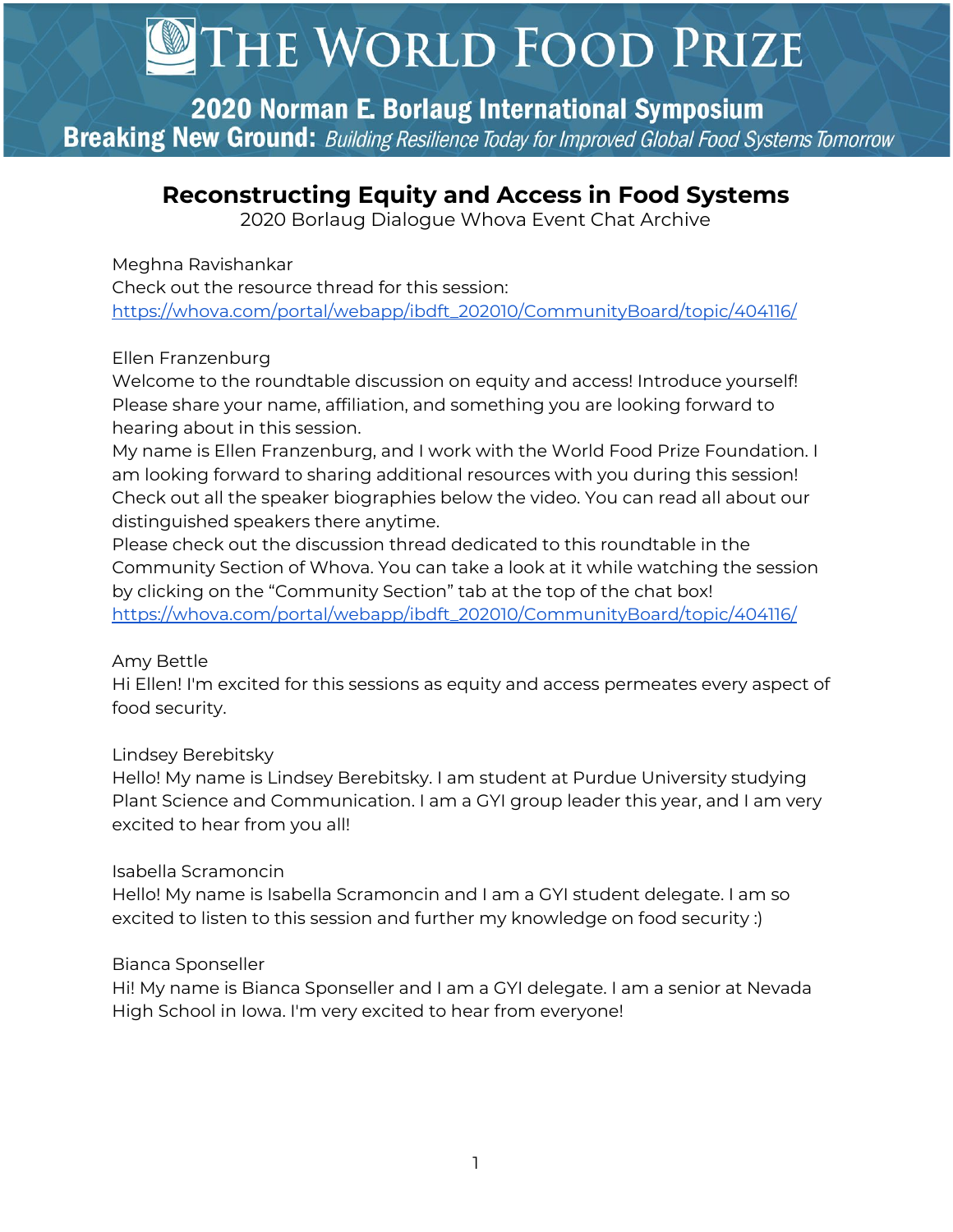# THE WORLD FOOD PRIZE

## 2020 Norman E. Borlaug International Symposium

**Breaking New Ground:** *Building Resilience Today for Improved Global Food Systems Tomorrow*

## Reconstructing Equity and Access in Food Systems

2020 Borlaug Dialogue Whova Event Chat Archive

Meghna Ravishankar
Check out the resource thread for this session:
https://whova.com/portal/webapp/ibdft_202010/CommunityBoard/topic/404116/

Ellen Franzenburg
Welcome to the roundtable discussion on equity and access! Introduce yourself! Please share your name, affiliation, and something you are looking forward to hearing about in this session.
My name is Ellen Franzenburg, and I work with the World Food Prize Foundation. I am looking forward to sharing additional resources with you during this session!
Check out all the speaker biographies below the video. You can read all about our distinguished speakers there anytime.
Please check out the discussion thread dedicated to this roundtable in the Community Section of Whova. You can take a look at it while watching the session by clicking on the "Community Section" tab at the top of the chat box!
https://whova.com/portal/webapp/ibdft_202010/CommunityBoard/topic/404116/

Amy Bettle
Hi Ellen! I'm excited for this sessions as equity and access permeates every aspect of food security.

Lindsey Berebitsky
Hello! My name is Lindsey Berebitsky. I am student at Purdue University studying Plant Science and Communication. I am a GYI group leader this year, and I am very excited to hear from you all!

Isabella Scramoncin
Hello! My name is Isabella Scramoncin and I am a GYI student delegate. I am so excited to listen to this session and further my knowledge on food security :)

Bianca Sponseller
Hi! My name is Bianca Sponseller and I am a GYI delegate. I am a senior at Nevada High School in Iowa. I'm very excited to hear from everyone!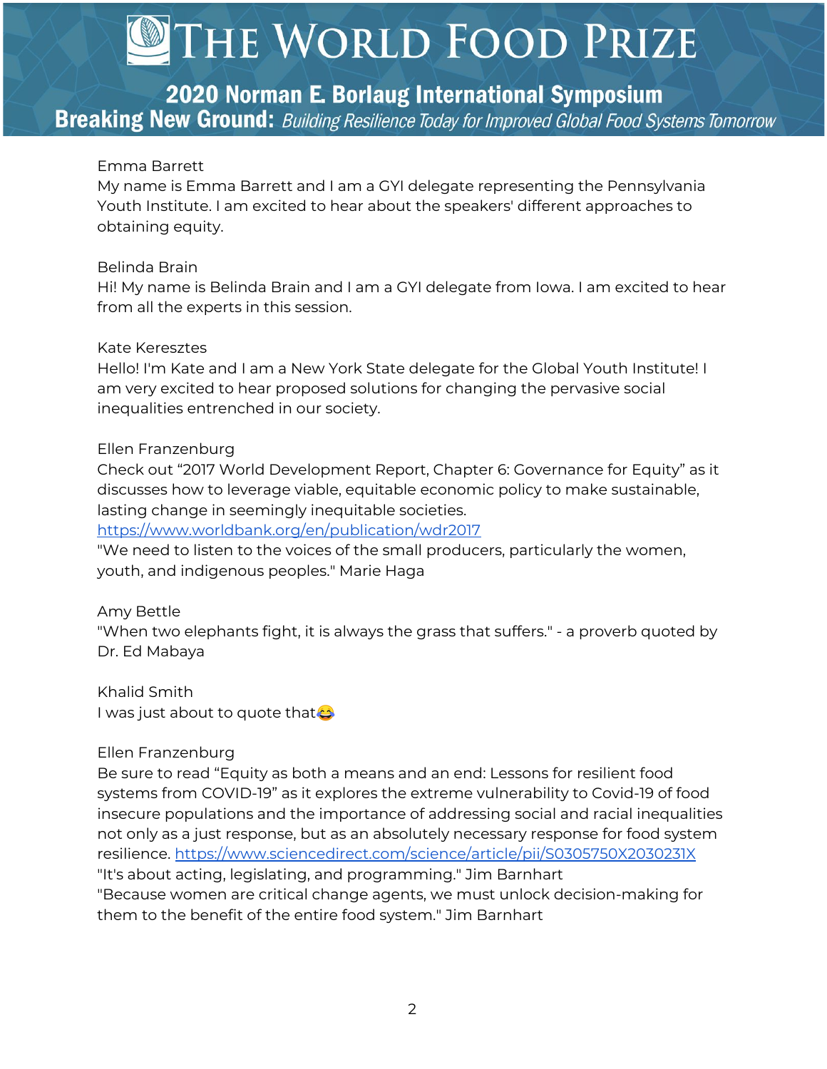Emma Barrett
My name is Emma Barrett and I am a GYI delegate representing the Pennsylvania Youth Institute. I am excited to hear about the speakers' different approaches to obtaining equity.

Belinda Brain
Hi! My name is Belinda Brain and I am a GYI delegate from Iowa. I am excited to hear from all the experts in this session.

Kate Keresztes
Hello! I'm Kate and I am a New York State delegate for the Global Youth Institute! I am very excited to hear proposed solutions for changing the pervasive social inequalities entrenched in our society.

Ellen Franzenburg
Check out "2017 World Development Report, Chapter 6: Governance for Equity" as it discusses how to leverage viable, equitable economic policy to make sustainable, lasting change in seemingly inequitable societies.
https://www.worldbank.org/en/publication/wdr2017
"We need to listen to the voices of the small producers, particularly the women, youth, and indigenous peoples." Marie Haga

Amy Bettle
"When two elephants fight, it is always the grass that suffers." - a proverb quoted by Dr. Ed Mabaya

Khalid Smith
I was just about to quote that😂

Ellen Franzenburg
Be sure to read "Equity as both a means and an end: Lessons for resilient food systems from COVID-19" as it explores the extreme vulnerability to Covid-19 of food insecure populations and the importance of addressing social and racial inequalities not only as a just response, but as an absolutely necessary response for food system resilience. https://www.sciencedirect.com/science/article/pii/S0305750X2030231X
"It's about acting, legislating, and programming." Jim Barnhart
"Because women are critical change agents, we must unlock decision-making for them to the benefit of the entire food system." Jim Barnhart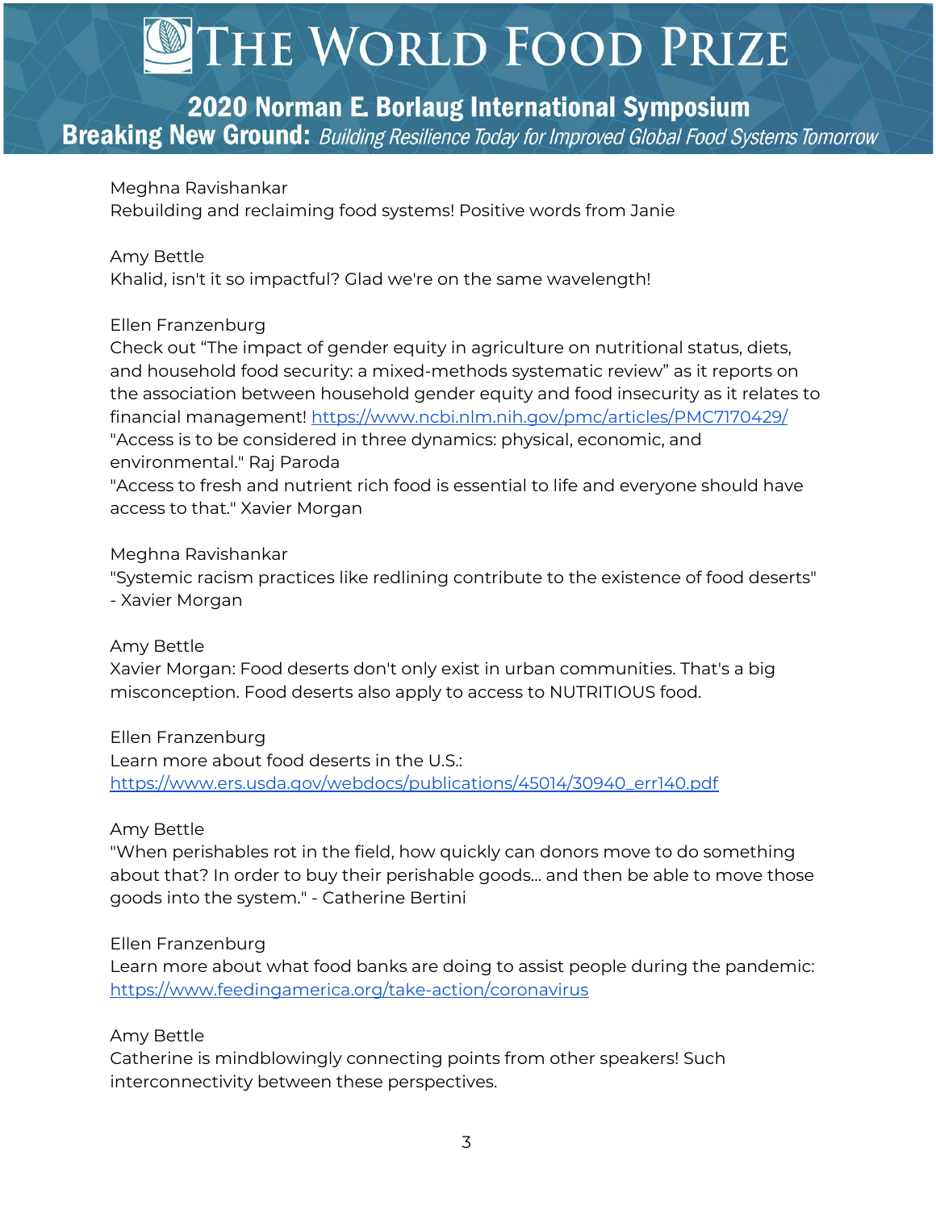Meghna Ravishankar
Rebuilding and reclaiming food systems! Positive words from Janie

Amy Bettle
Khalid, isn't it so impactful? Glad we're on the same wavelength!

Ellen Franzenburg
Check out "The impact of gender equity in agriculture on nutritional status, diets, and household food security: a mixed-methods systematic review" as it reports on the association between household gender equity and food insecurity as it relates to financial management! https://www.ncbi.nlm.nih.gov/pmc/articles/PMC7170429/
"Access is to be considered in three dynamics: physical, economic, and environmental." Raj Paroda
"Access to fresh and nutrient rich food is essential to life and everyone should have access to that." Xavier Morgan

Meghna Ravishankar
"Systemic racism practices like redlining contribute to the existence of food deserts" - Xavier Morgan

Amy Bettle
Xavier Morgan: Food deserts don't only exist in urban communities. That's a big misconception. Food deserts also apply to access to NUTRITIOUS food.

Ellen Franzenburg
Learn more about food deserts in the U.S.:
https://www.ers.usda.gov/webdocs/publications/45014/30940_err140.pdf

Amy Bettle
"When perishables rot in the field, how quickly can donors move to do something about that? In order to buy their perishable goods... and then be able to move those goods into the system." - Catherine Bertini

Ellen Franzenburg
Learn more about what food banks are doing to assist people during the pandemic:
https://www.feedingamerica.org/take-action/coronavirus

Amy Bettle
Catherine is mindblowingly connecting points from other speakers! Such interconnectivity between these perspectives.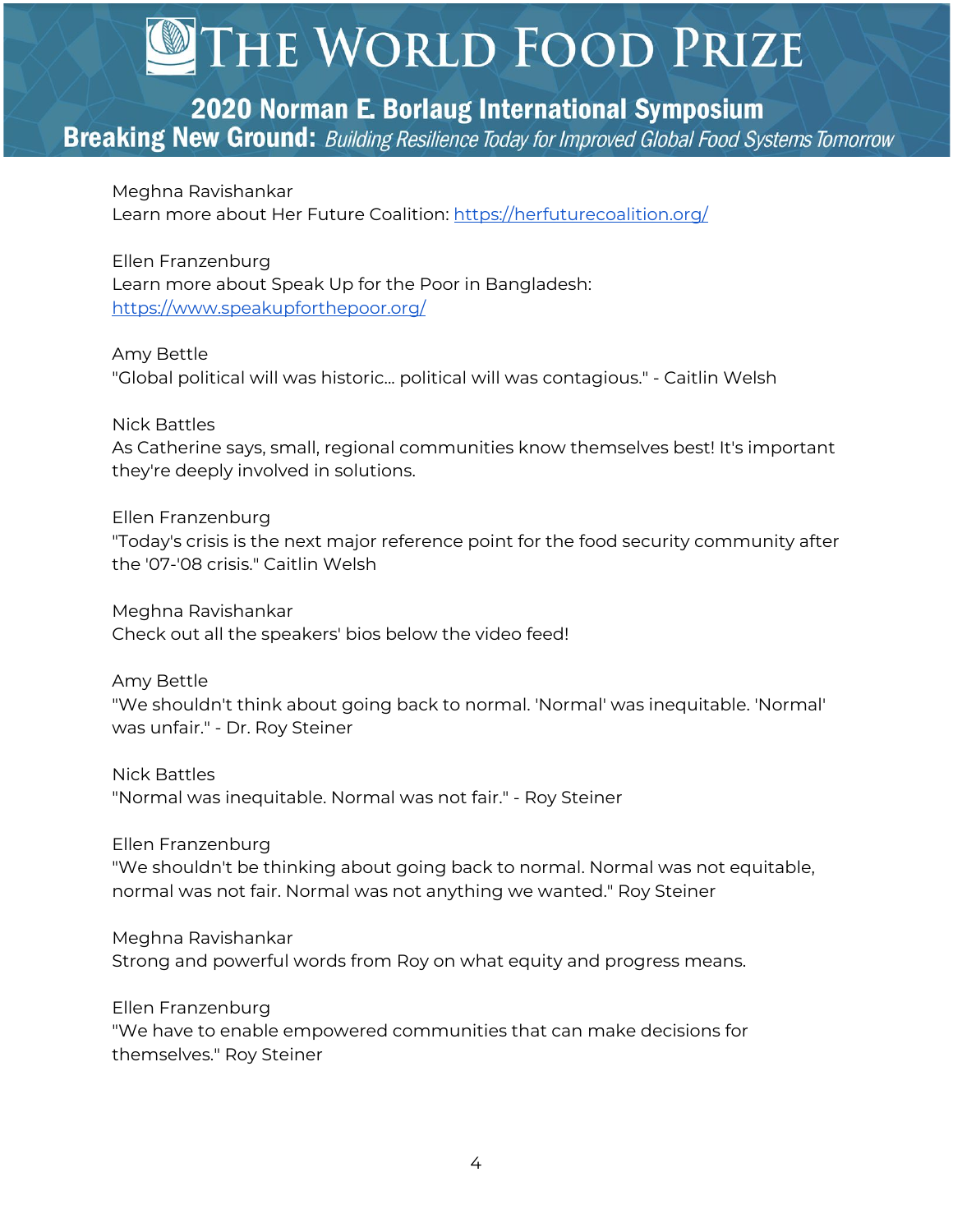Meghna Ravishankar
Learn more about Her Future Coalition: https://herfuturecoalition.org/

Ellen Franzenburg
Learn more about Speak Up for the Poor in Bangladesh:
https://www.speakupforthepoor.org/

Amy Bettle
"Global political will was historic... political will was contagious." - Caitlin Welsh

Nick Battles
As Catherine says, small, regional communities know themselves best! It's important they're deeply involved in solutions.

Ellen Franzenburg
"Today's crisis is the next major reference point for the food security community after the '07-'08 crisis." Caitlin Welsh

Meghna Ravishankar
Check out all the speakers' bios below the video feed!

Amy Bettle
"We shouldn't think about going back to normal. 'Normal' was inequitable. 'Normal' was unfair." - Dr. Roy Steiner

Nick Battles
"Normal was inequitable. Normal was not fair." - Roy Steiner

Ellen Franzenburg
"We shouldn't be thinking about going back to normal. Normal was not equitable, normal was not fair. Normal was not anything we wanted." Roy Steiner

Meghna Ravishankar
Strong and powerful words from Roy on what equity and progress means.

Ellen Franzenburg
"We have to enable empowered communities that can make decisions for themselves." Roy Steiner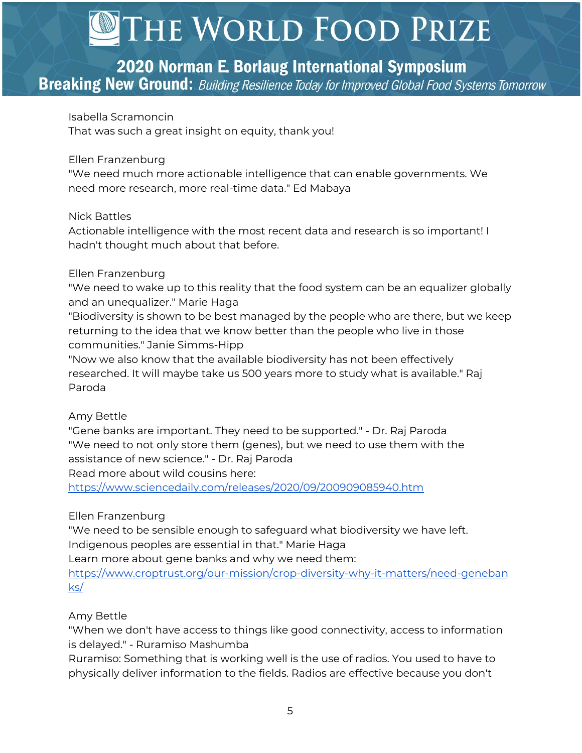Isabella Scramoncin
That was such a great insight on equity, thank you!

Ellen Franzenburg
"We need much more actionable intelligence that can enable governments. We need more research, more real-time data." Ed Mabaya

Nick Battles
Actionable intelligence with the most recent data and research is so important! I hadn't thought much about that before.

Ellen Franzenburg
"We need to wake up to this reality that the food system can be an equalizer globally and an unequalizer." Marie Haga
"Biodiversity is shown to be best managed by the people who are there, but we keep returning to the idea that we know better than the people who live in those communities." Janie Simms-Hipp
"Now we also know that the available biodiversity has not been effectively researched. It will maybe take us 500 years more to study what is available." Raj Paroda

Amy Bettle
"Gene banks are important. They need to be supported." - Dr. Raj Paroda
"We need to not only store them (genes), but we need to use them with the assistance of new science." - Dr. Raj Paroda
Read more about wild cousins here:
[https://www.sciencedaily.com/releases/2020/09/200909085940.htm](https://www.sciencedaily.com/releases/2020/09/200909085940.htm)

Ellen Franzenburg
"We need to be sensible enough to safeguard what biodiversity we have left. Indigenous peoples are essential in that." Marie Haga
Learn more about gene banks and why we need them:
[https://www.croptrust.org/our-mission/crop-diversity-why-it-matters/need-genebanks/](https://www.croptrust.org/our-mission/crop-diversity-why-it-matters/need-genebanks/)

Amy Bettle
"When we don't have access to things like good connectivity, access to information is delayed." - Ruramiso Mashumba
Ruramiso: Something that is working well is the use of radios. You used to have to physically deliver information to the fields. Radios are effective because you don't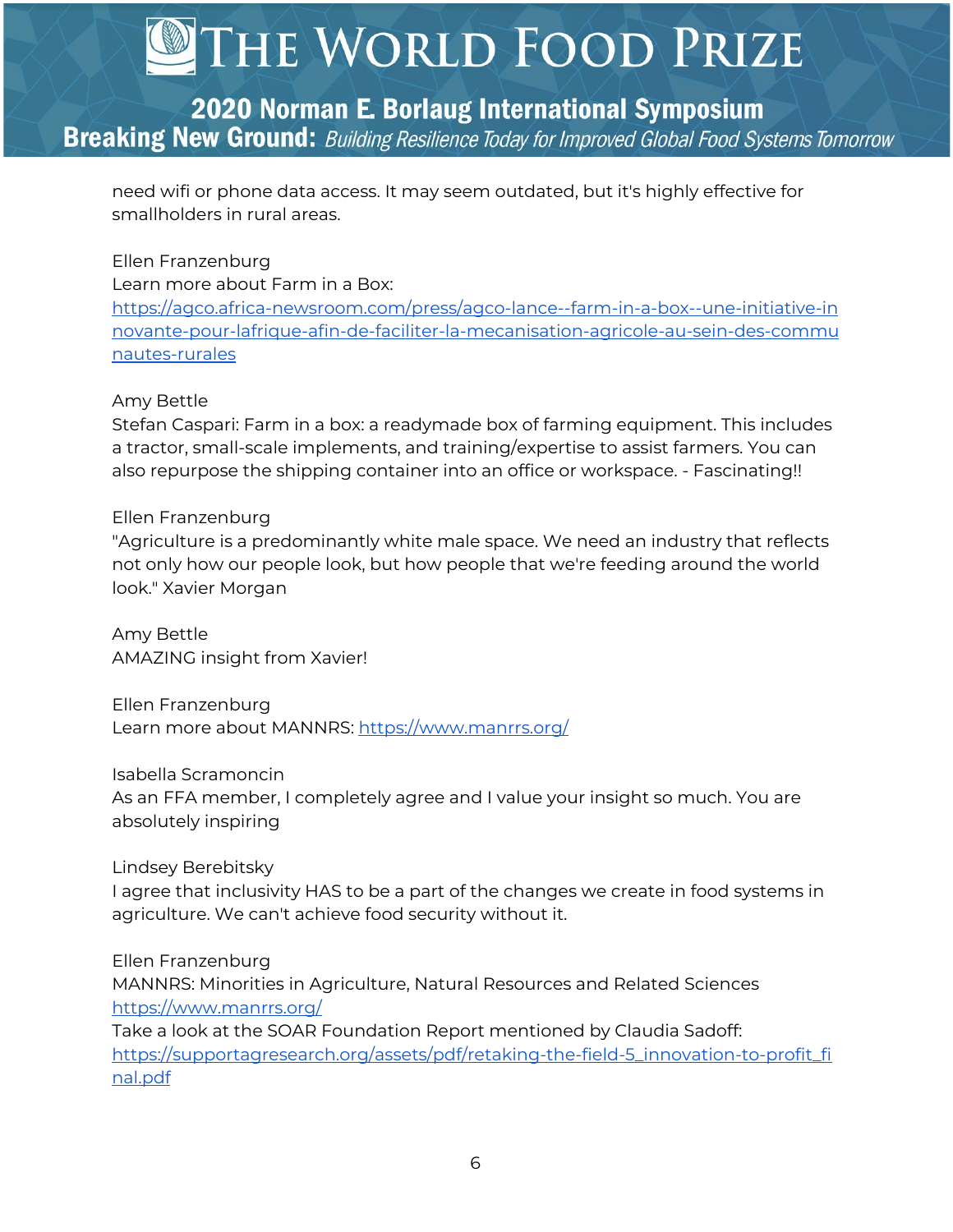need wifi or phone data access. It may seem outdated, but it's highly effective for smallholders in rural areas.

Ellen Franzenburg
Learn more about Farm in a Box:
https://agco.africa-newsroom.com/press/agco-lance--farm-in-a-box--une-initiative-innovante-pour-lafrique-afin-de-faciliter-la-mecanisation-agricole-au-sein-des-communautes-rurales

Amy Bettle
Stefan Caspari: Farm in a box: a readymade box of farming equipment. This includes a tractor, small-scale implements, and training/expertise to assist farmers. You can also repurpose the shipping container into an office or workspace. - Fascinating!!

Ellen Franzenburg
"Agriculture is a predominantly white male space. We need an industry that reflects not only how our people look, but how people that we're feeding around the world look." Xavier Morgan

Amy Bettle
AMAZING insight from Xavier!

Ellen Franzenburg
Learn more about MANNRS: https://www.manrrs.org/

Isabella Scramoncin
As an FFA member, I completely agree and I value your insight so much. You are absolutely inspiring

Lindsey Berebitsky
I agree that inclusivity HAS to be a part of the changes we create in food systems in agriculture. We can't achieve food security without it.

Ellen Franzenburg
MANNRS: Minorities in Agriculture, Natural Resources and Related Sciences
https://www.manrrs.org/
Take a look at the SOAR Foundation Report mentioned by Claudia Sadoff:
https://supportagresearch.org/assets/pdf/retaking-the-field-5_innovation-to-profit_final.pdf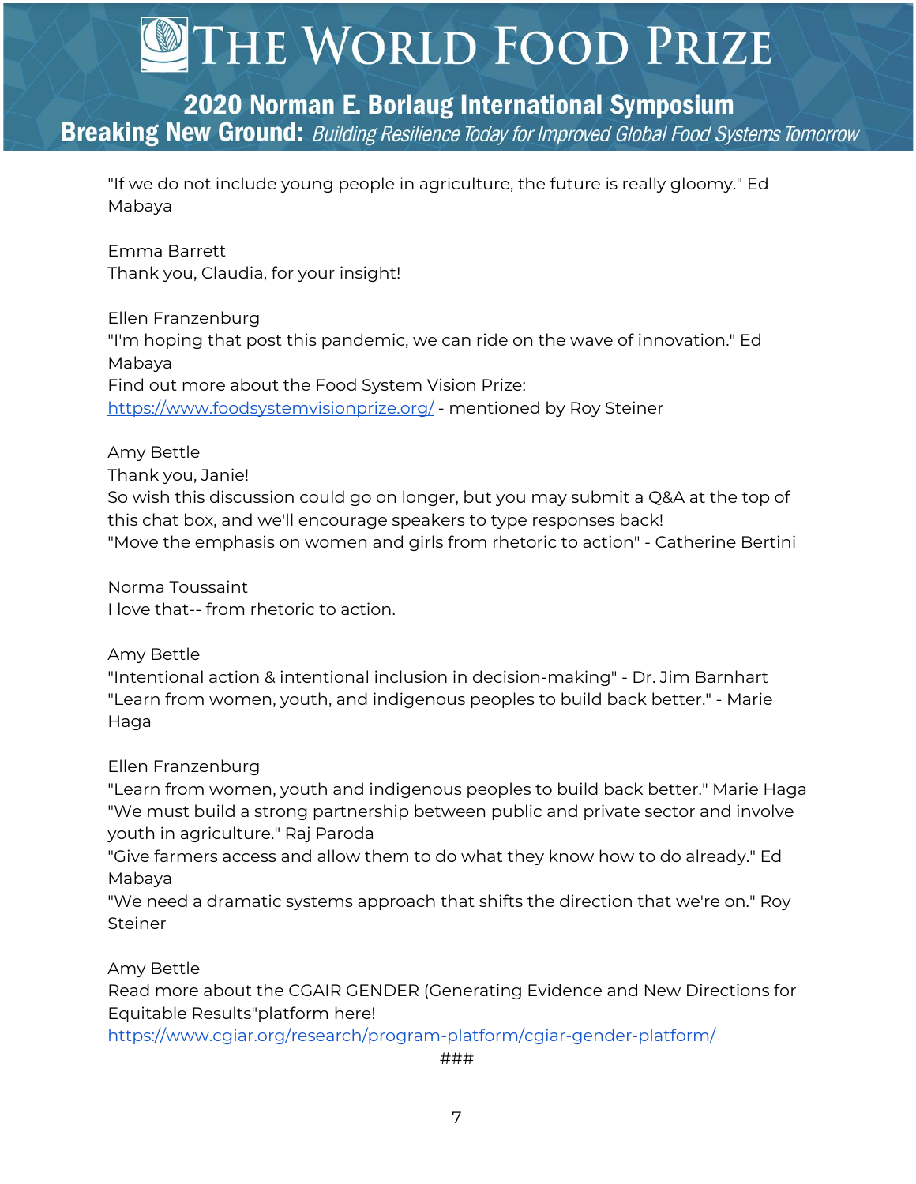"If we do not include young people in agriculture, the future is really gloomy." Ed Mabaya

Emma Barrett
Thank you, Claudia, for your insight!

Ellen Franzenburg
"I'm hoping that post this pandemic, we can ride on the wave of innovation." Ed Mabaya
Find out more about the Food System Vision Prize:
https://www.foodsystemvisionprize.org/ - mentioned by Roy Steiner

Amy Bettle
Thank you, Janie!
So wish this discussion could go on longer, but you may submit a Q&A at the top of this chat box, and we'll encourage speakers to type responses back!
"Move the emphasis on women and girls from rhetoric to action" - Catherine Bertini

Norma Toussaint
I love that-- from rhetoric to action.

Amy Bettle
"Intentional action & intentional inclusion in decision-making" - Dr. Jim Barnhart
"Learn from women, youth, and indigenous peoples to build back better." - Marie Haga

Ellen Franzenburg
"Learn from women, youth and indigenous peoples to build back better." Marie Haga
"We must build a strong partnership between public and private sector and involve youth in agriculture." Raj Paroda
"Give farmers access and allow them to do what they know how to do already." Ed Mabaya
"We need a dramatic systems approach that shifts the direction that we're on." Roy Steiner

Amy Bettle
Read more about the CGAIR GENDER (Generating Evidence and New Directions for Equitable Results"platform here!
https://www.cgiar.org/research/program-platform/cgiar-gender-platform/

###